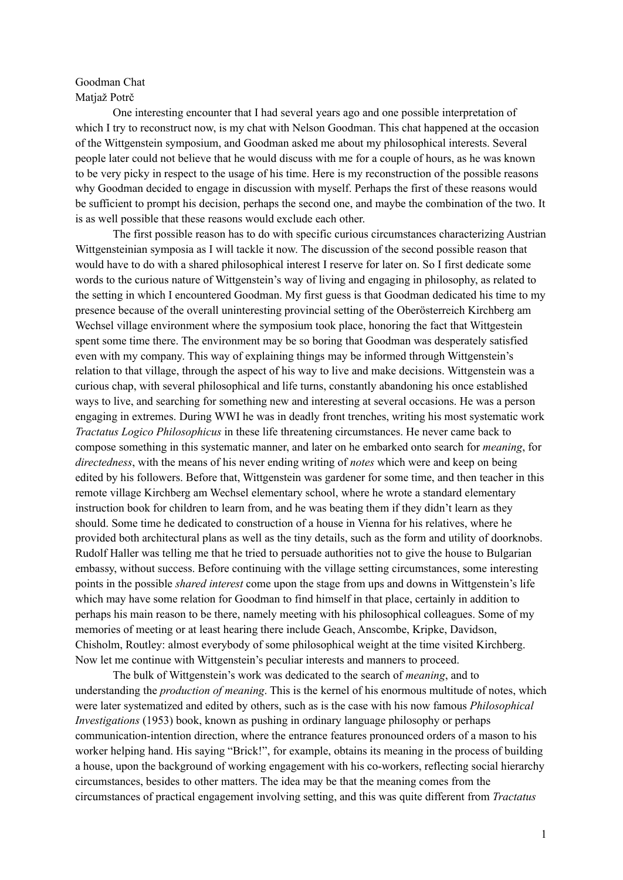Goodman Chat

Matjaž Potrč

One interesting encounter that I had several years ago and one possible interpretation of which I try to reconstruct now, is my chat with Nelson Goodman. This chat happened at the occasion of the Wittgenstein symposium, and Goodman asked me about my philosophical interests. Several people later could not believe that he would discuss with me for a couple of hours, as he was known to be very picky in respect to the usage of his time. Here is my reconstruction of the possible reasons why Goodman decided to engage in discussion with myself. Perhaps the first of these reasons would be sufficient to prompt his decision, perhaps the second one, and maybe the combination of the two. It is as well possible that these reasons would exclude each other.

The first possible reason has to do with specific curious circumstances characterizing Austrian Wittgensteinian symposia as I will tackle it now. The discussion of the second possible reason that would have to do with a shared philosophical interest I reserve for later on. So I first dedicate some words to the curious nature of Wittgenstein's way of living and engaging in philosophy, as related to the setting in which I encountered Goodman. My first guess is that Goodman dedicated his time to my presence because of the overall uninteresting provincial setting of the Oberösterreich Kirchberg am Wechsel village environment where the symposium took place, honoring the fact that Wittgestein spent some time there. The environment may be so boring that Goodman was desperately satisfied even with my company. This way of explaining things may be informed through Wittgenstein's relation to that village, through the aspect of his way to live and make decisions. Wittgenstein was a curious chap, with several philosophical and life turns, constantly abandoning his once established ways to live, and searching for something new and interesting at several occasions. He was a person engaging in extremes. During WWI he was in deadly front trenches, writing his most systematic work *Tractatus Logico Philosophicus* in these life threatening circumstances. He never came back to compose something in this systematic manner, and later on he embarked onto search for *meaning*, for *directedness*, with the means of his never ending writing of *notes* which were and keep on being edited by his followers. Before that, Wittgenstein was gardener for some time, and then teacher in this remote village Kirchberg am Wechsel elementary school, where he wrote a standard elementary instruction book for children to learn from, and he was beating them if they didn't learn as they should. Some time he dedicated to construction of a house in Vienna for his relatives, where he provided both architectural plans as well as the tiny details, such as the form and utility of doorknobs. Rudolf Haller was telling me that he tried to persuade authorities not to give the house to Bulgarian embassy, without success. Before continuing with the village setting circumstances, some interesting points in the possible *shared interest* come upon the stage from ups and downs in Wittgenstein's life which may have some relation for Goodman to find himself in that place, certainly in addition to perhaps his main reason to be there, namely meeting with his philosophical colleagues. Some of my memories of meeting or at least hearing there include Geach, Anscombe, Kripke, Davidson, Chisholm, Routley: almost everybody of some philosophical weight at the time visited Kirchberg. Now let me continue with Wittgenstein's peculiar interests and manners to proceed.

The bulk of Wittgenstein's work was dedicated to the search of *meaning*, and to understanding the *production of meaning*. This is the kernel of his enormous multitude of notes, which were later systematized and edited by others, such as is the case with his now famous *Philosophical Investigations* (1953) book, known as pushing in ordinary language philosophy or perhaps communication-intention direction, where the entrance features pronounced orders of a mason to his worker helping hand. His saying "Brick!", for example, obtains its meaning in the process of building a house, upon the background of working engagement with his co-workers, reflecting social hierarchy circumstances, besides to other matters. The idea may be that the meaning comes from the circumstances of practical engagement involving setting, and this was quite different from *Tractatus*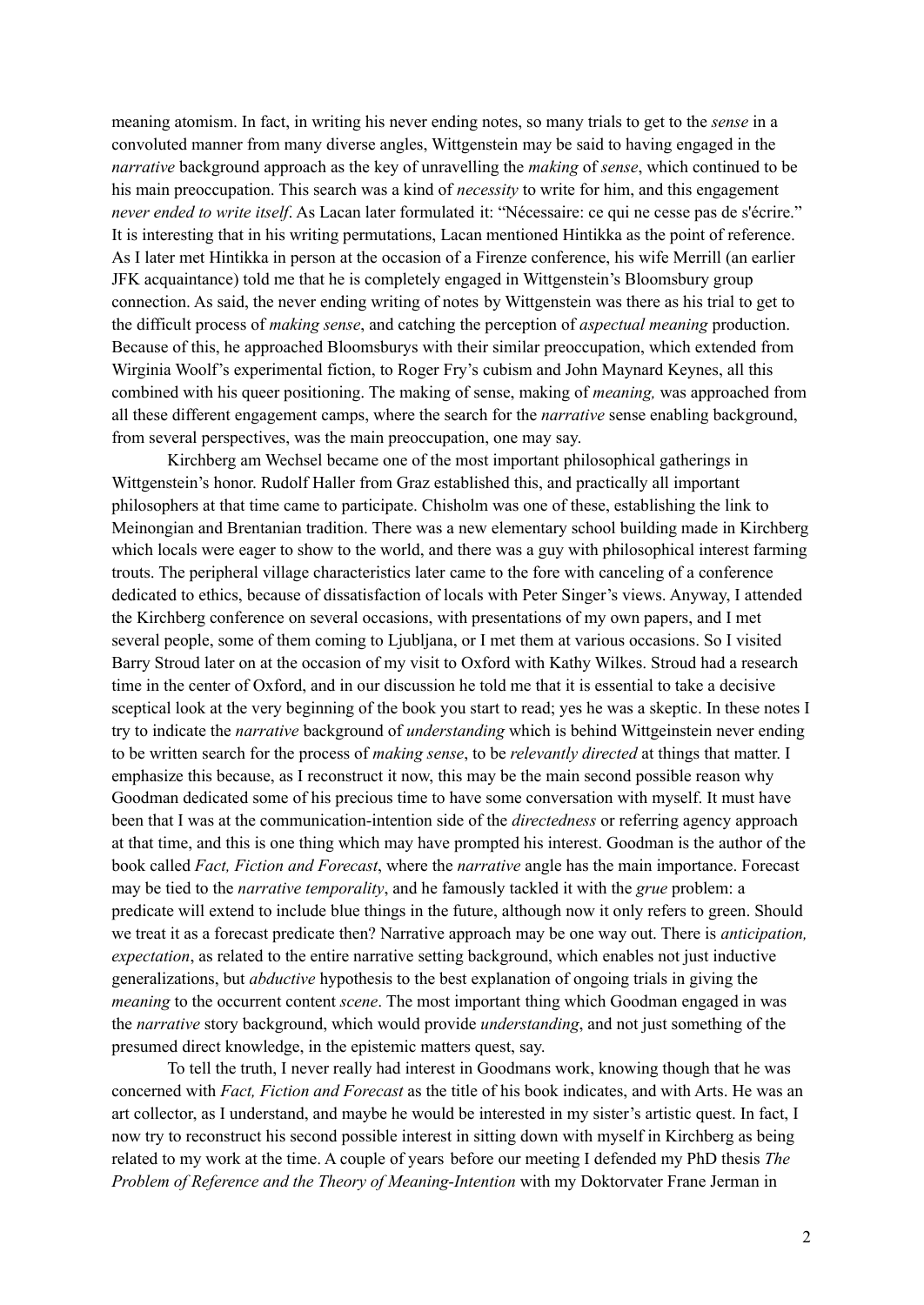meaning atomism. In fact, in writing his never ending notes, so many trials to get to the *sense* in a convoluted manner from many diverse angles, Wittgenstein may be said to having engaged in the *narrative* background approach as the key of unravelling the *making* of *sense*, which continued to be his main preoccupation. This search was a kind of *necessity* to write for him, and this engagement *never ended to write itself*. As Lacan later formulated it: "Nécessaire: ce qui ne cesse pas de s'écrire." It is interesting that in his writing permutations, Lacan mentioned Hintikka as the point of reference. As I later met Hintikka in person at the occasion of a Firenze conference, his wife Merrill (an earlier JFK acquaintance) told me that he is completely engaged in Wittgenstein's Bloomsbury group connection. As said, the never ending writing of notes by Wittgenstein was there as his trial to get to the difficult process of *making sense*, and catching the perception of *aspectual meaning* production. Because of this, he approached Bloomsburys with their similar preoccupation, which extended from Wirginia Woolf's experimental fiction, to Roger Fry's cubism and John Maynard Keynes, all this combined with his queer positioning. The making of sense, making of *meaning,* was approached from all these different engagement camps, where the search for the *narrative* sense enabling background, from several perspectives, was the main preoccupation, one may say.

Kirchberg am Wechsel became one of the most important philosophical gatherings in Wittgenstein's honor. Rudolf Haller from Graz established this, and practically all important philosophers at that time came to participate. Chisholm was one of these, establishing the link to Meinongian and Brentanian tradition. There was a new elementary school building made in Kirchberg which locals were eager to show to the world, and there was a guy with philosophical interest farming trouts. The peripheral village characteristics later came to the fore with canceling of a conference dedicated to ethics, because of dissatisfaction of locals with Peter Singer's views. Anyway, I attended the Kirchberg conference on several occasions, with presentations of my own papers, and I met several people, some of them coming to Ljubljana, or I met them at various occasions. So I visited Barry Stroud later on at the occasion of my visit to Oxford with Kathy Wilkes. Stroud had a research time in the center of Oxford, and in our discussion he told me that it is essential to take a decisive sceptical look at the very beginning of the book you start to read; yes he was a skeptic. In these notes I try to indicate the *narrative* background of *understanding* which is behind Wittgeinstein never ending to be written search for the process of *making sense*, to be *relevantly directed* at things that matter. I emphasize this because, as I reconstruct it now, this may be the main second possible reason why Goodman dedicated some of his precious time to have some conversation with myself. It must have been that I was at the communication-intention side of the *directedness* or referring agency approach at that time, and this is one thing which may have prompted his interest. Goodman is the author of the book called *Fact, Fiction and Forecast*, where the *narrative* angle has the main importance. Forecast may be tied to the *narrative temporality*, and he famously tackled it with the *grue* problem: a predicate will extend to include blue things in the future, although now it only refers to green. Should we treat it as a forecast predicate then? Narrative approach may be one way out. There is *anticipation, expectation*, as related to the entire narrative setting background, which enables not just inductive generalizations, but *abductive* hypothesis to the best explanation of ongoing trials in giving the *meaning* to the occurrent content *scene*. The most important thing which Goodman engaged in was the *narrative* story background, which would provide *understanding*, and not just something of the presumed direct knowledge, in the epistemic matters quest, say.

To tell the truth, I never really had interest in Goodmans work, knowing though that he was concerned with *Fact, Fiction and Forecast* as the title of his book indicates, and with Arts. He was an art collector, as I understand, and maybe he would be interested in my sister's artistic quest. In fact, I now try to reconstruct his second possible interest in sitting down with myself in Kirchberg as being related to my work at the time. A couple of years before our meeting I defended my PhD thesis *The Problem of Reference and the Theory of Meaning-Intention* with my Doktorvater Frane Jerman in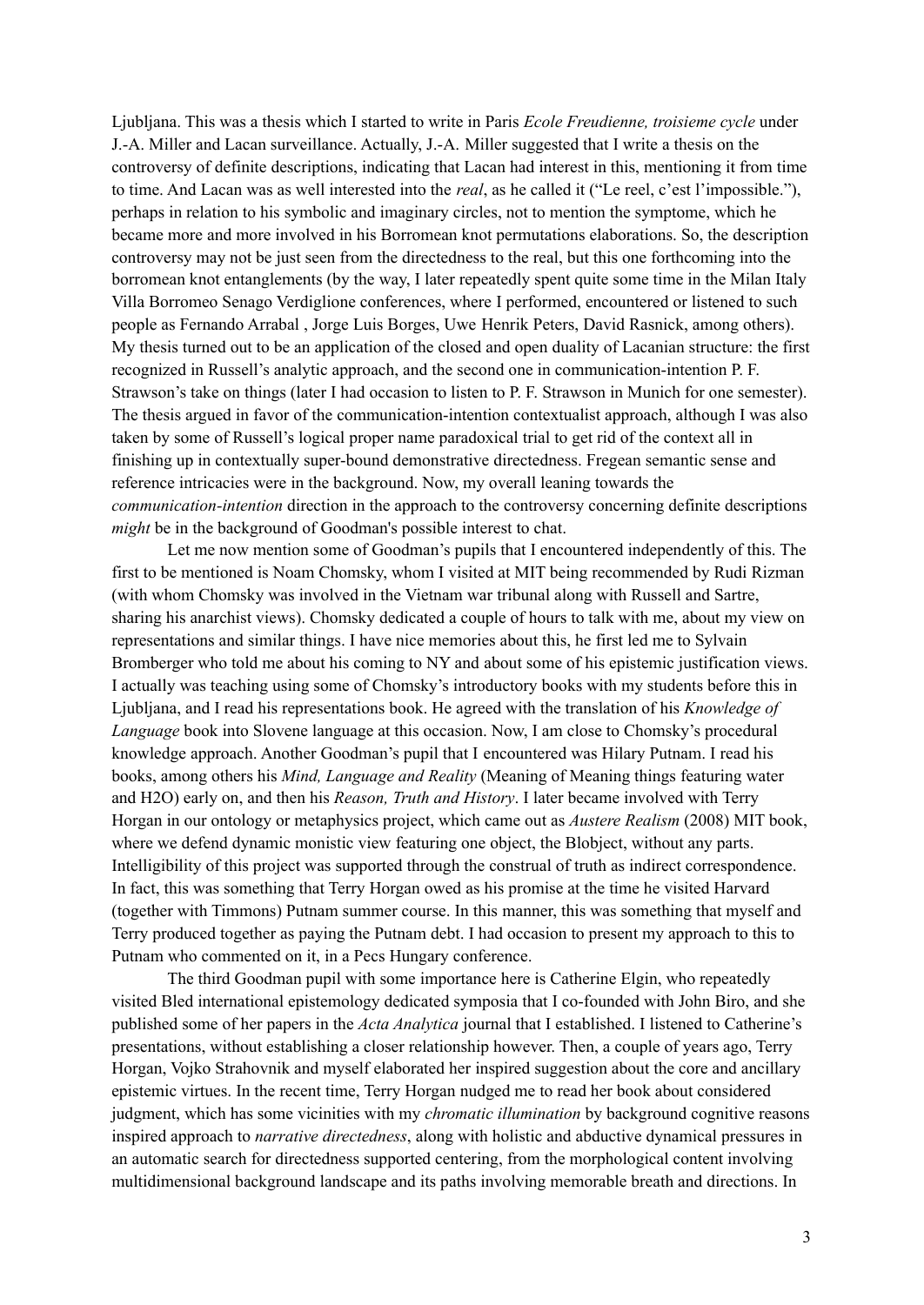Ljubljana. This was a thesis which I started to write in Paris *Ecole Freudienne, troisieme cycle* under J.-A. Miller and Lacan surveillance. Actually, J.-A. Miller suggested that I write a thesis on the controversy of definite descriptions, indicating that Lacan had interest in this, mentioning it from time to time. And Lacan was as well interested into the *real*, as he called it ("Le reel, c'est l'impossible."), perhaps in relation to his symbolic and imaginary circles, not to mention the symptome, which he became more and more involved in his Borromean knot permutations elaborations. So, the description controversy may not be just seen from the directedness to the real, but this one forthcoming into the borromean knot entanglements (by the way, I later repeatedly spent quite some time in the Milan Italy Villa Borromeo Senago Verdiglione conferences, where I performed, encountered or listened to such people as Fernando Arrabal , Jorge Luis Borges, Uwe Henrik Peters, David Rasnick, among others). My thesis turned out to be an application of the closed and open duality of Lacanian structure: the first recognized in Russell's analytic approach, and the second one in communication-intention P. F. Strawson's take on things (later I had occasion to listen to P. F. Strawson in Munich for one semester). The thesis argued in favor of the communication-intention contextualist approach, although I was also taken by some of Russell's logical proper name paradoxical trial to get rid of the context all in finishing up in contextually super-bound demonstrative directedness. Fregean semantic sense and reference intricacies were in the background. Now, my overall leaning towards the *communication-intention* direction in the approach to the controversy concerning definite descriptions *might* be in the background of Goodman's possible interest to chat.

Let me now mention some of Goodman's pupils that I encountered independently of this. The first to be mentioned is Noam Chomsky, whom I visited at MIT being recommended by Rudi Rizman (with whom Chomsky was involved in the Vietnam war tribunal along with Russell and Sartre, sharing his anarchist views). Chomsky dedicated a couple of hours to talk with me, about my view on representations and similar things. I have nice memories about this, he first led me to Sylvain Bromberger who told me about his coming to NY and about some of his epistemic justification views. I actually was teaching using some of Chomsky's introductory books with my students before this in Ljubljana, and I read his representations book. He agreed with the translation of his *Knowledge of Language* book into Slovene language at this occasion. Now, I am close to Chomsky's procedural knowledge approach. Another Goodman's pupil that I encountered was Hilary Putnam. I read his books, among others his *Mind, Language and Reality* (Meaning of Meaning things featuring water and H2O) early on, and then his *Reason, Truth and History*. I later became involved with Terry Horgan in our ontology or metaphysics project, which came out as *Austere Realism* (2008) MIT book, where we defend dynamic monistic view featuring one object, the Blobject, without any parts. Intelligibility of this project was supported through the construal of truth as indirect correspondence. In fact, this was something that Terry Horgan owed as his promise at the time he visited Harvard (together with Timmons) Putnam summer course. In this manner, this was something that myself and Terry produced together as paying the Putnam debt. I had occasion to present my approach to this to Putnam who commented on it, in a Pecs Hungary conference.

The third Goodman pupil with some importance here is Catherine Elgin, who repeatedly visited Bled international epistemology dedicated symposia that I co-founded with John Biro, and she published some of her papers in the *Acta Analytica* journal that I established. I listened to Catherine's presentations, without establishing a closer relationship however. Then, a couple of years ago, Terry Horgan, Vojko Strahovnik and myself elaborated her inspired suggestion about the core and ancillary epistemic virtues. In the recent time, Terry Horgan nudged me to read her book about considered judgment, which has some vicinities with my *chromatic illumination* by background cognitive reasons inspired approach to *narrative directedness*, along with holistic and abductive dynamical pressures in an automatic search for directedness supported centering, from the morphological content involving multidimensional background landscape and its paths involving memorable breath and directions. In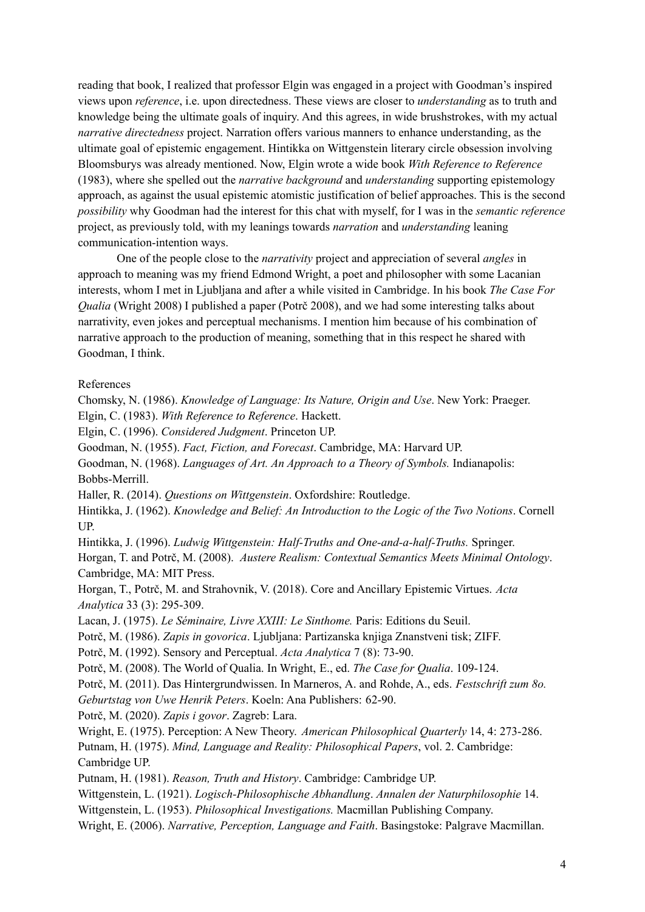reading that book, I realized that professor Elgin was engaged in a project with Goodman's inspired views upon *reference*, i.e. upon directedness. These views are closer to *understanding* as to truth and knowledge being the ultimate goals of inquiry. And this agrees, in wide brushstrokes, with my actual *narrative directedness* project. Narration offers various manners to enhance understanding, as the ultimate goal of epistemic engagement. Hintikka on Wittgenstein literary circle obsession involving Bloomsburys was already mentioned. Now, Elgin wrote a wide book *With Reference to Reference* (1983), where she spelled out the *narrative background* and *understanding* supporting epistemology approach, as against the usual epistemic atomistic justification of belief approaches. This is the second *possibility* why Goodman had the interest for this chat with myself, for I was in the *semantic reference* project, as previously told, with my leanings towards *narration* and *understanding* leaning communication-intention ways.

One of the people close to the *narrativity* project and appreciation of several *angles* in approach to meaning was my friend Edmond Wright, a poet and philosopher with some Lacanian interests, whom I met in Ljubljana and after a while visited in Cambridge. In his book *The Case For Qualia* (Wright 2008) I published a paper (Potrč 2008), and we had some interesting talks about narrativity, even jokes and perceptual mechanisms. I mention him because of his combination of narrative approach to the production of meaning, something that in this respect he shared with Goodman, I think.

References

Chomsky, N. (1986). *Knowledge of Language: Its Nature, Origin and Use*. New York: Praeger.

Elgin, C. (1983). *With Reference to Reference*. Hackett.

Elgin, C. (1996). *Considered Judgment*. Princeton UP.

Goodman, N. (1955). *Fact, Fiction, and Forecast*. Cambridge, MA: Harvard UP.

Goodman, N. (1968). *Languages of Art. An Approach to a Theory of Symbols.* Indianapolis: Bobbs-Merrill.

Haller, R. (2014). *Questions on Wittgenstein*. Oxfordshire: Routledge.

Hintikka, J. (1962). *Knowledge and Belief: An Introduction to the Logic of the Two Notions*. Cornell UP.

Hintikka, J. (1996). *Ludwig Wittgenstein: Half-Truths and One-and-a-half-Truths.* Springer.

Horgan, T. and Potrč, M. (2008). *Austere Realism: Contextual Semantics Meets Minimal Ontology*. Cambridge, MA: MIT Press.

Horgan, T., Potrč, M. and Strahovnik, V. (2018). Core and Ancillary Epistemic Virtues. *Acta Analytica* 33 (3): 295-309.

Lacan, J. (1975). *Le Séminaire, Livre XXIII: Le Sinthome.* Paris: Editions du Seuil.

Potrč, M. (1986). *Zapis in govorica*. Ljubljana: Partizanska knjiga Znanstveni tisk; ZIFF.

Potrč, M. (1992). Sensory and Perceptual. *Acta Analytica* 7 (8): 73-90.

Potrč, M. (2008). The World of Qualia. In Wright, E., ed. *The Case for Qualia*. 109-124.

Potrč, M. (2011). Das Hintergrundwissen. In Marneros, A. and Rohde, A., eds. *Festschrift zum 8o. Geburtstag von Uwe Henrik Peters*. Koeln: Ana Publishers: 62-90.

Potrč, M. (2020). *Zapis i govor*. Zagreb: Lara.

Wright, E. (1975). Perception: A New Theory. *American Philosophical Quarterly* 14, 4: 273-286.

Putnam, H. (1975). *Mind, Language and Reality: Philosophical Papers*, vol. 2. Cambridge: Cambridge UP.

Putnam, H. (1981). *Reason, Truth and History*. Cambridge: Cambridge UP.

Wittgenstein, L. (1921). *Logisch-Philosophische Abhandlung*. *Annalen der Naturphilosophie* 14.

Wittgenstein, L. (1953). *Philosophical Investigations.* Macmillan Publishing Company.

Wright, E. (2006). *Narrative, Perception, Language and Faith*. Basingstoke: Palgrave Macmillan.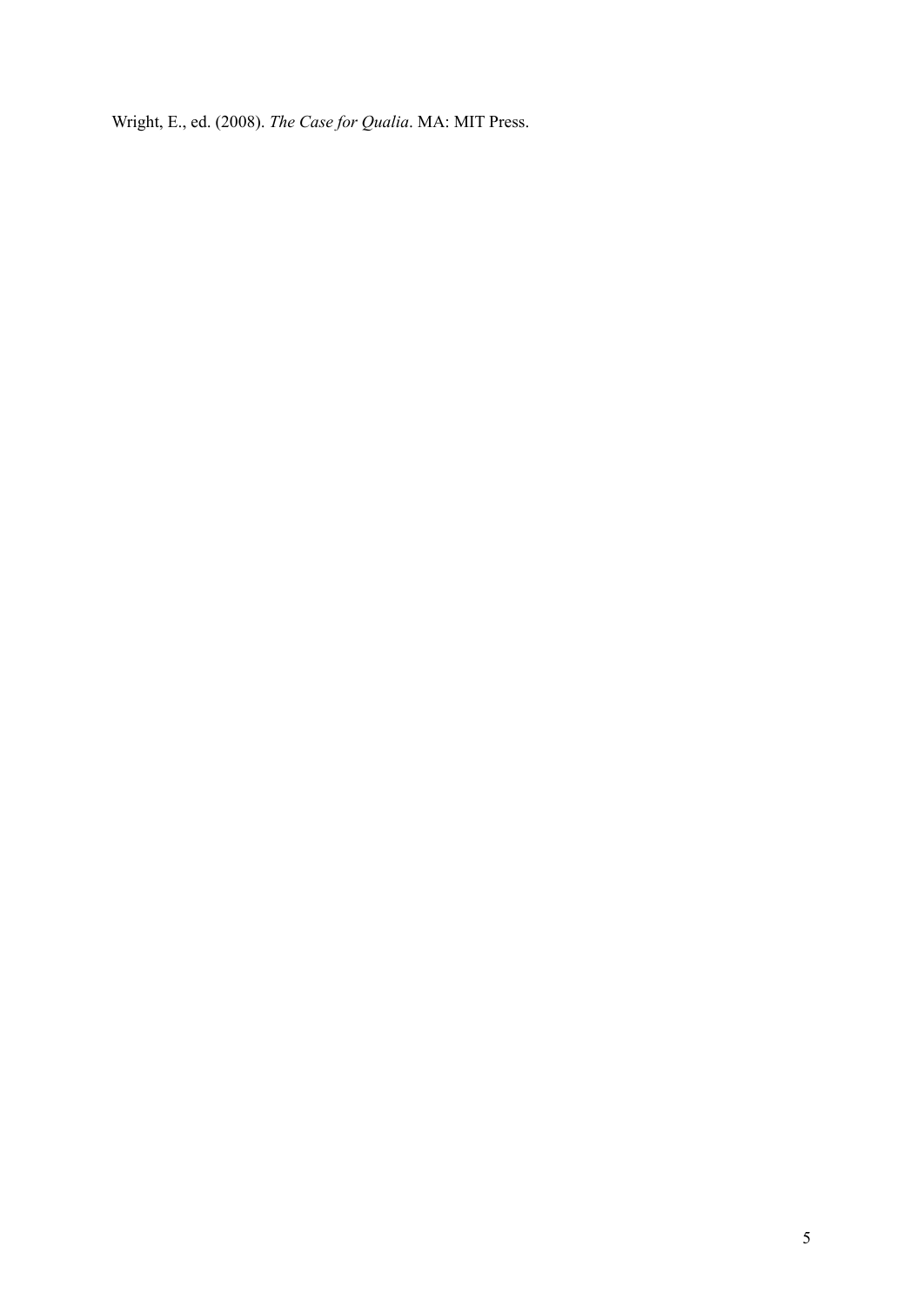Wright, E., ed. (2008). *The Case for Qualia*. MA: MIT Press.